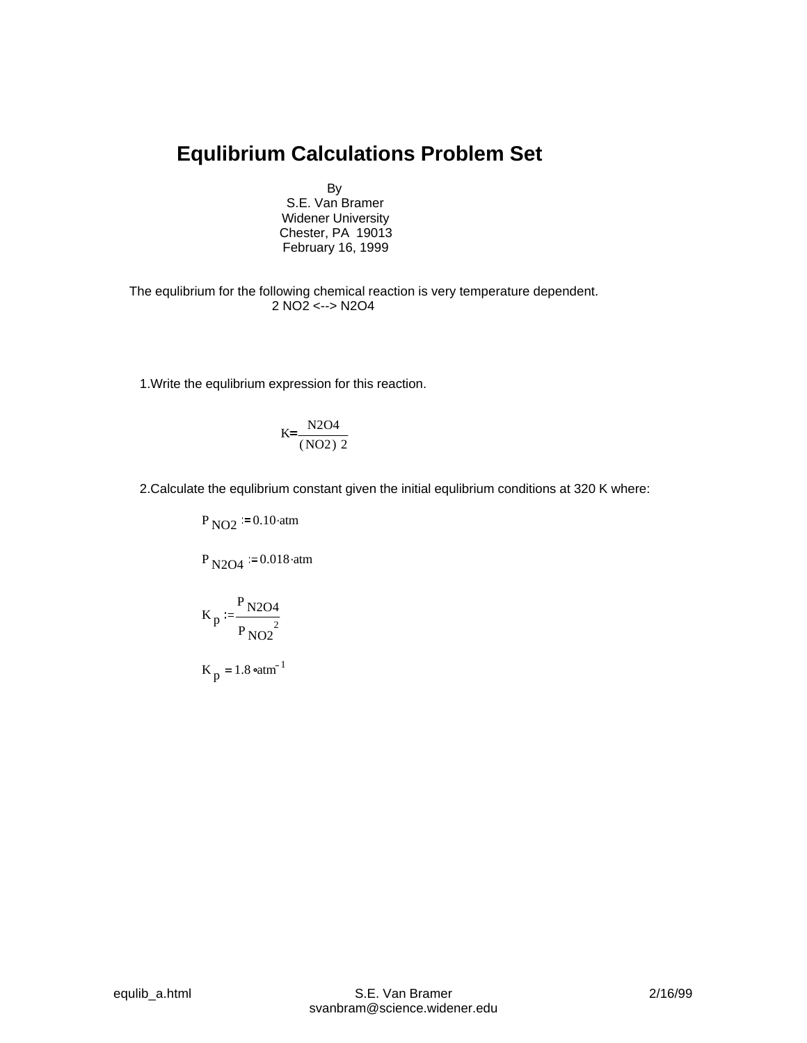# Equlibrium Calculations Problem Set

By
S.E. Van Bramer
Widener University
Chester, PA 19013
February 16, 1999

The equlibrium for the following chemical reaction is very temperature dependent.

$$2\ NO_2 \longleftrightarrow N_2O_4$$

1. Write the equlibrium expression for this reaction.

$$K = \frac{N2O4}{(NO2)\ 2}$$

2. Calculate the equlibrium constant given the initial equlibrium conditions at 320 K where:

$$P_{NO2} := 0.10 \cdot atm$$

$$P_{N2O4} := 0.018 \cdot atm$$

$$K_p := \frac{P_{N2O4}}{P_{NO2}^{\ 2}}$$

$$K_p = 1.8 \cdot atm^{-1}$$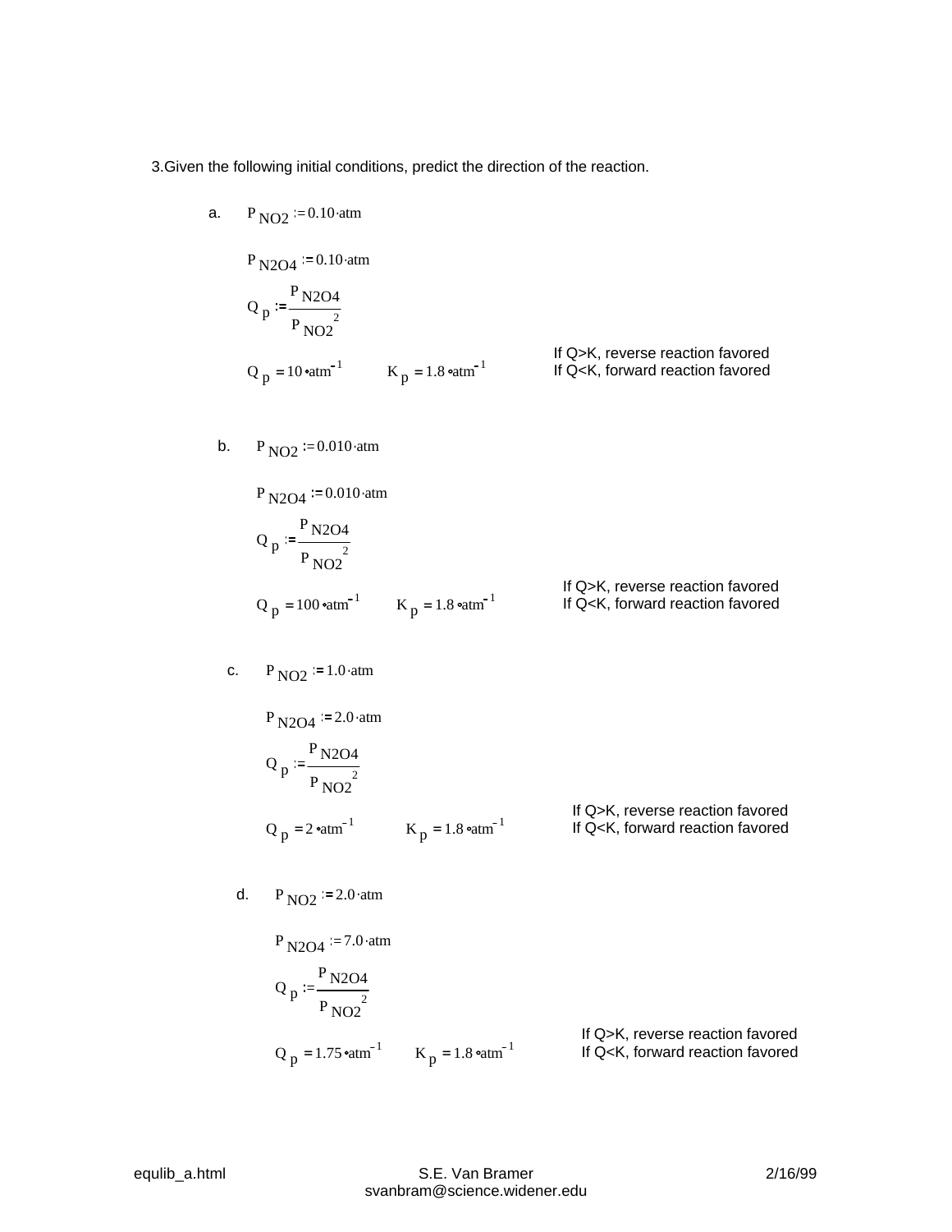3.Given the following initial conditions, predict the direction of the reaction.

a. $P_{NO2} := 0.10 \cdot atm$

$P_{N2O4} := 0.10 \cdot atm$

$Q_p := \dfrac{P_{N2O4}}{P_{NO2}^{\;2}}$

$Q_p = 10 \cdot atm^{-1}$ $\quad K_p = 1.8 \cdot atm^{-1}$

If Q>K, reverse reaction favored
If Q<K, forward reaction favored

b. $P_{NO2} := 0.010 \cdot atm$

$P_{N2O4} := 0.010 \cdot atm$

$Q_p := \dfrac{P_{N2O4}}{P_{NO2}^{\;2}}$

$Q_p = 100 \cdot atm^{-1}$ $\quad K_p = 1.8 \cdot atm^{-1}$

If Q>K, reverse reaction favored
If Q<K, forward reaction favored

c. $P_{NO2} := 1.0 \cdot atm$

$P_{N2O4} := 2.0 \cdot atm$

$Q_p := \dfrac{P_{N2O4}}{P_{NO2}^{\;2}}$

$Q_p = 2 \cdot atm^{-1}$ $\quad K_p = 1.8 \cdot atm^{-1}$

If Q>K, reverse reaction favored
If Q<K, forward reaction favored

d. $P_{NO2} := 2.0 \cdot atm$

$P_{N2O4} := 7.0 \cdot atm$

$Q_p := \dfrac{P_{N2O4}}{P_{NO2}^{\;2}}$

$Q_p = 1.75 \cdot atm^{-1}$ $\quad K_p = 1.8 \cdot atm^{-1}$

If Q>K, reverse reaction favored
If Q<K, forward reaction favored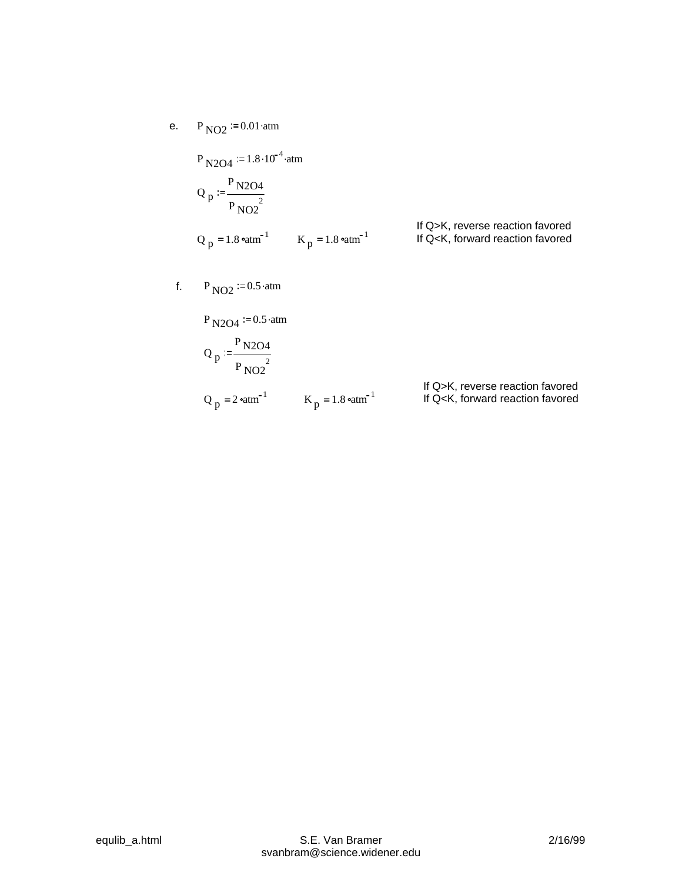e. $P_{NO2} := 0.01 \cdot atm$

$P_{N2O4} := 1.8 \cdot 10^{-4} \cdot atm$

$$Q_p := \frac{P_{N2O4}}{P_{NO2}^{\ 2}}$$

$Q_p = 1.8 \cdot atm^{-1}$ $\quad K_p = 1.8 \cdot atm^{-1}$

If Q>K, reverse reaction favored
If Q<K, forward reaction favored

f. $P_{NO2} := 0.5 \cdot atm$

$P_{N2O4} := 0.5 \cdot atm$

$$Q_p := \frac{P_{N2O4}}{P_{NO2}^{\ 2}}$$

$Q_p = 2 \cdot atm^{-1}$ $\quad K_p = 1.8 \cdot atm^{-1}$

If Q>K, reverse reaction favored
If Q<K, forward reaction favored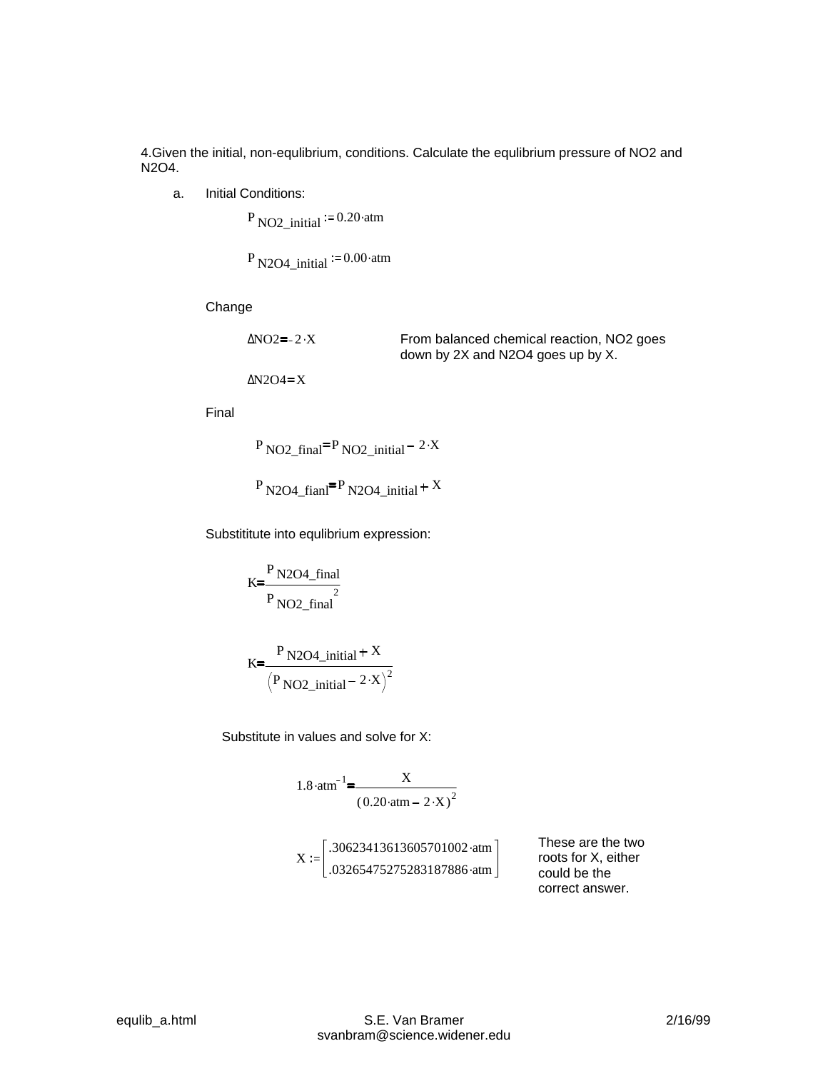4.Given the initial, non-equlibrium, conditions. Calculate the equlibrium pressure of NO2 and N2O4.

a. Initial Conditions:

$$P_{NO2\_initial} := 0.20 \cdot atm$$

$$P_{N2O4\_initial} := 0.00 \cdot atm$$

Change

$$\Delta NO2 = -2 \cdot X$$

From balanced chemical reaction, NO2 goes down by 2X and N2O4 goes up by X.

$$\Delta N2O4 = X$$

Final

$$P_{NO2\_final} = P_{NO2\_initial} - 2 \cdot X$$

$$P_{N2O4\_fianl} = P_{N2O4\_initial} + X$$

Substititute into equlibrium expression:

$$K = \frac{P_{N2O4\_final}}{{P_{NO2\_final}}^2}$$

$$K = \frac{P_{N2O4\_initial} + X}{\left(P_{NO2\_initial} - 2 \cdot X\right)^2}$$

Substitute in values and solve for X:

$$1.8 \cdot atm^{-1} = \frac{X}{(0.20 \cdot atm - 2 \cdot X)^2}$$

$$X := \begin{bmatrix} .30623413613605701002 \cdot atm \\ .03265475275283187886 \cdot atm \end{bmatrix}$$

These are the two roots for X, either could be the correct answer.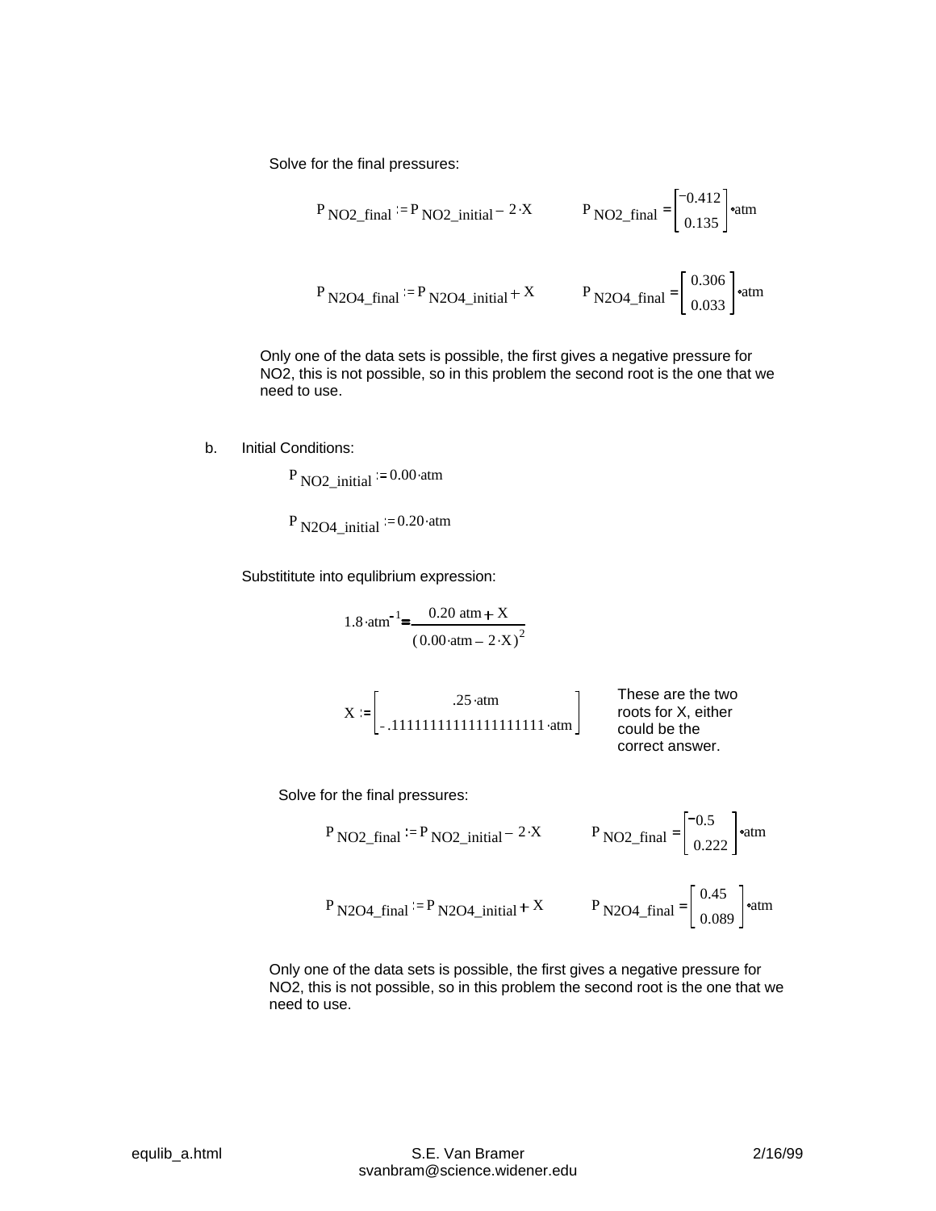Solve for the final pressures:

$$P_{NO2\_final} := P_{NO2\_initial} - 2 \cdot X \qquad P_{NO2\_final} = \begin{bmatrix} -0.412 \\ 0.135 \end{bmatrix} \cdot atm$$

$$P_{N2O4\_final} := P_{N2O4\_initial} + X \qquad P_{N2O4\_final} = \begin{bmatrix} 0.306 \\ 0.033 \end{bmatrix} \cdot atm$$

Only one of the data sets is possible, the first gives a negative pressure for NO2, this is not possible, so in this problem the second root is the one that we need to use.

b. Initial Conditions:

$$P_{NO2\_initial} := 0.00 \cdot atm$$

$$P_{N2O4\_initial} := 0.20 \cdot atm$$

Substititute into equlibrium expression:

$$1.8 \cdot atm^{-1} = \frac{0.20\ atm + X}{(0.00 \cdot atm - 2 \cdot X)^2}$$

$$X := \begin{bmatrix} .25 \cdot atm \\ -.11111111111111111111 \cdot atm \end{bmatrix}$$

These are the two roots for X, either could be the correct answer.

Solve for the final pressures:

$$P_{NO2\_final} := P_{NO2\_initial} - 2 \cdot X \qquad P_{NO2\_final} = \begin{bmatrix} -0.5 \\ 0.222 \end{bmatrix} \cdot atm$$

$$P_{N2O4\_final} := P_{N2O4\_initial} + X \qquad P_{N2O4\_final} = \begin{bmatrix} 0.45 \\ 0.089 \end{bmatrix} \cdot atm$$

Only one of the data sets is possible, the first gives a negative pressure for NO2, this is not possible, so in this problem the second root is the one that we need to use.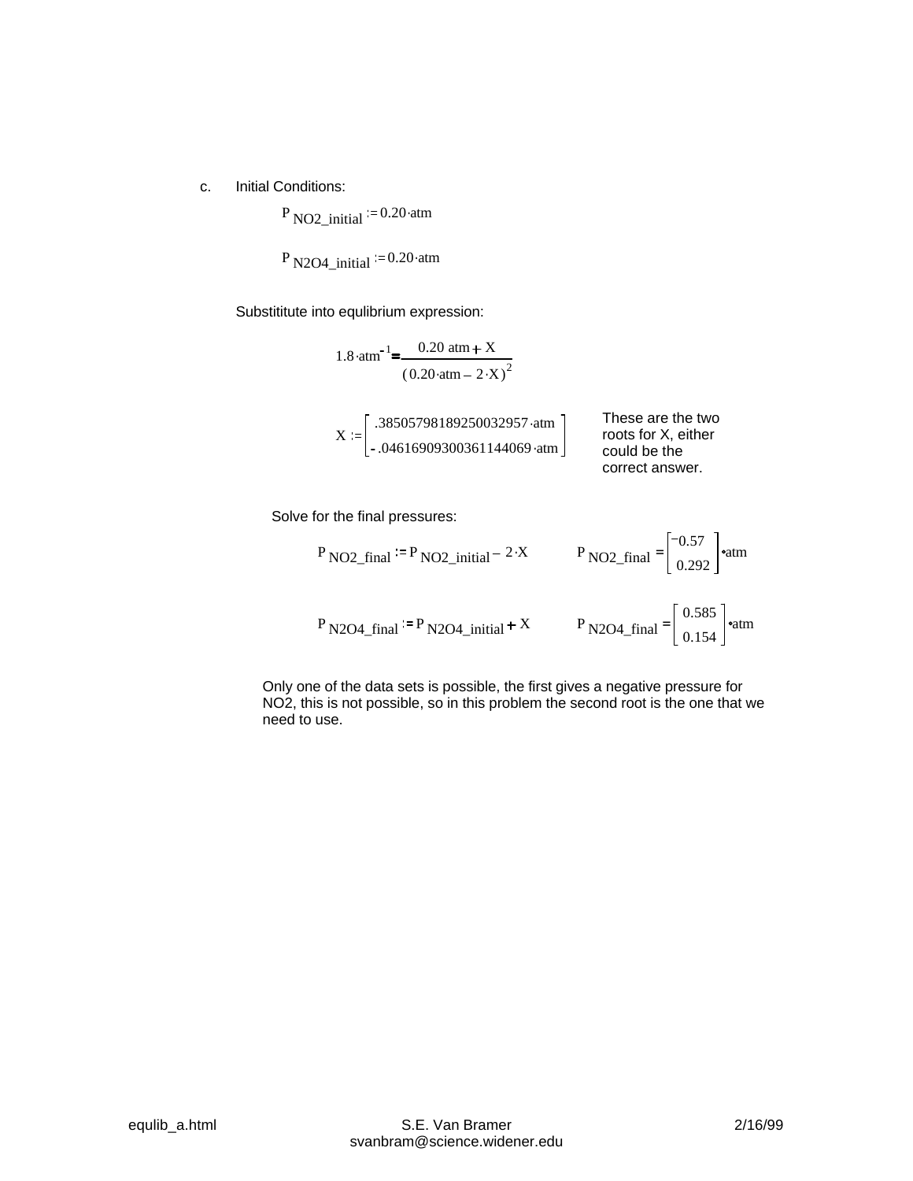c. Initial Conditions:

$$P_{NO2\_initial} := 0.20 \cdot atm$$

$$P_{N2O4\_initial} := 0.20 \cdot atm$$

Substititute into equlibrium expression:

$$1.8 \cdot atm^{-1} = \frac{0.20\ atm + X}{(0.20 \cdot atm - 2 \cdot X)^2}$$

$$X := \begin{bmatrix} .38505798189250032957 \cdot atm \\ -.046169093003611440​69 \cdot atm \end{bmatrix}$$

These are the two roots for X, either could be the correct answer.

Solve for the final pressures:

$$P_{NO2\_final} := P_{NO2\_initial} - 2 \cdot X \qquad P_{NO2\_final} = \begin{bmatrix} -0.57 \\ 0.292 \end{bmatrix} \cdot atm$$

$$P_{N2O4\_final} := P_{N2O4\_initial} + X \qquad P_{N2O4\_final} = \begin{bmatrix} 0.585 \\ 0.154 \end{bmatrix} \cdot atm$$

Only one of the data sets is possible, the first gives a negative pressure for NO2, this is not possible, so in this problem the second root is the one that we need to use.